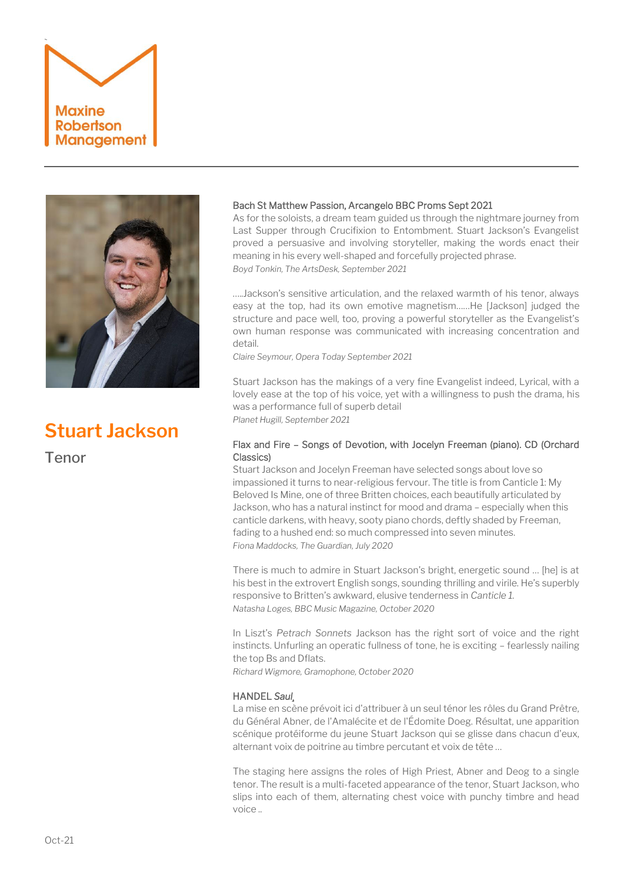Maxine Robertson Management

# Stuart Jackson

Tenor

### Bach St Matthew Passion, Arcangelo BBC Proms Sept 2021

As for the soloists, a dream team guided us through the nightmare journey from Last Supper through Crucifixion to Entombment. Stuart Jackson's Evangelist proved a persuasive and involving storyteller, making the words enact their meaning in his every well-shaped and forcefully projected phrase.
*Boyd Tonkin, The ArtsDesk, September 2021*

.....Jackson's sensitive articulation, and the relaxed warmth of his tenor, always easy at the top, had its own emotive magnetism......He [Jackson] judged the structure and pace well, too, proving a powerful storyteller as the Evangelist's own human response was communicated with increasing concentration and detail.
*Claire Seymour, Opera Today September 2021*

Stuart Jackson has the makings of a very fine Evangelist indeed, Lyrical, with a lovely ease at the top of his voice, yet with a willingness to push the drama, his was a performance full of superb detail
*Planet Hugill, September 2021*

### Flax and Fire – Songs of Devotion, with Jocelyn Freeman (piano). CD (Orchard Classics)

Stuart Jackson and Jocelyn Freeman have selected songs about love so impassioned it turns to near-religious fervour. The title is from Canticle 1: My Beloved Is Mine, one of three Britten choices, each beautifully articulated by Jackson, who has a natural instinct for mood and drama – especially when this canticle darkens, with heavy, sooty piano chords, deftly shaded by Freeman, fading to a hushed end: so much compressed into seven minutes.
*Fiona Maddocks, The Guardian, July 2020*

There is much to admire in Stuart Jackson's bright, energetic sound … [he] is at his best in the extrovert English songs, sounding thrilling and virile. He's superbly responsive to Britten's awkward, elusive tenderness in *Canticle 1.*
*Natasha Loges, BBC Music Magazine, October 2020*

In Liszt's *Petrach Sonnets* Jackson has the right sort of voice and the right instincts. Unfurling an operatic fullness of tone, he is exciting – fearlessly nailing the top Bs and Dflats.
*Richard Wigmore, Gramophone, October 2020*

### HANDEL *Saul*

La mise en scène prévoit ici d'attribuer à un seul ténor les rôles du Grand Prêtre, du Général Abner, de l'Amalécite et de l'Édomite Doeg. Résultat, une apparition scénique protéiforme du jeune Stuart Jackson qui se glisse dans chacun d'eux, alternant voix de poitrine au timbre percutant et voix de tête …

The staging here assigns the roles of High Priest, Abner and Deog to a single tenor. The result is a multi-faceted appearance of the tenor, Stuart Jackson, who slips into each of them, alternating chest voice with punchy timbre and head voice ..

Oct-21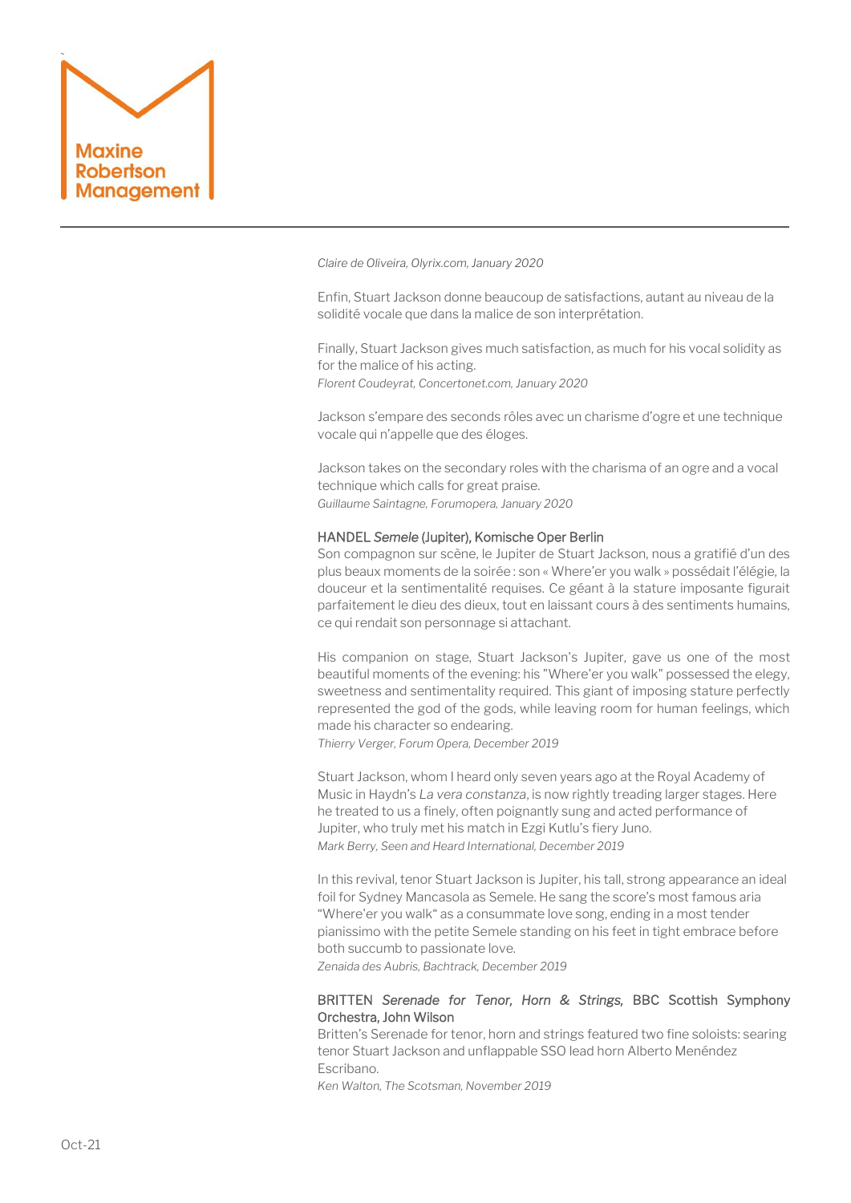*Claire de Oliveira, Olyrix.com, January 2020*

Enfin, Stuart Jackson donne beaucoup de satisfactions, autant au niveau de la solidité vocale que dans la malice de son interprétation.

Finally, Stuart Jackson gives much satisfaction, as much for his vocal solidity as for the malice of his acting.
*Florent Coudeyrat, Concertonet.com, January 2020*

Jackson s'empare des seconds rôles avec un charisme d'ogre et une technique vocale qui n'appelle que des éloges.

Jackson takes on the secondary roles with the charisma of an ogre and a vocal technique which calls for great praise.
*Guillaume Saintagne, Forumopera, January 2020*

HANDEL *Semele* (Jupiter), Komische Oper Berlin

Son compagnon sur scène, le Jupiter de Stuart Jackson, nous a gratifié d'un des plus beaux moments de la soirée : son « Where'er you walk » possédait l'élégie, la douceur et la sentimentalité requises. Ce géant à la stature imposante figurait parfaitement le dieu des dieux, tout en laissant cours à des sentiments humains, ce qui rendait son personnage si attachant.

His companion on stage, Stuart Jackson's Jupiter, gave us one of the most beautiful moments of the evening: his "Where'er you walk" possessed the elegy, sweetness and sentimentality required. This giant of imposing stature perfectly represented the god of the gods, while leaving room for human feelings, which made his character so endearing.
*Thierry Verger, Forum Opera, December 2019*

Stuart Jackson, whom I heard only seven years ago at the Royal Academy of Music in Haydn's *La vera constanza*, is now rightly treading larger stages. Here he treated to us a finely, often poignantly sung and acted performance of Jupiter, who truly met his match in Ezgi Kutlu's fiery Juno.
*Mark Berry, Seen and Heard International, December 2019*

In this revival, tenor Stuart Jackson is Jupiter, his tall, strong appearance an ideal foil for Sydney Mancasola as Semele. He sang the score's most famous aria "Where'er you walk" as a consummate love song, ending in a most tender pianissimo with the petite Semele standing on his feet in tight embrace before both succumb to passionate love.
*Zenaida des Aubris, Bachtrack, December 2019*

BRITTEN *Serenade for Tenor, Horn & Strings,* BBC Scottish Symphony Orchestra, John Wilson

Britten's Serenade for tenor, horn and strings featured two fine soloists: searing tenor Stuart Jackson and unflappable SSO lead horn Alberto Menéndez Escribano.
*Ken Walton, The Scotsman, November 2019*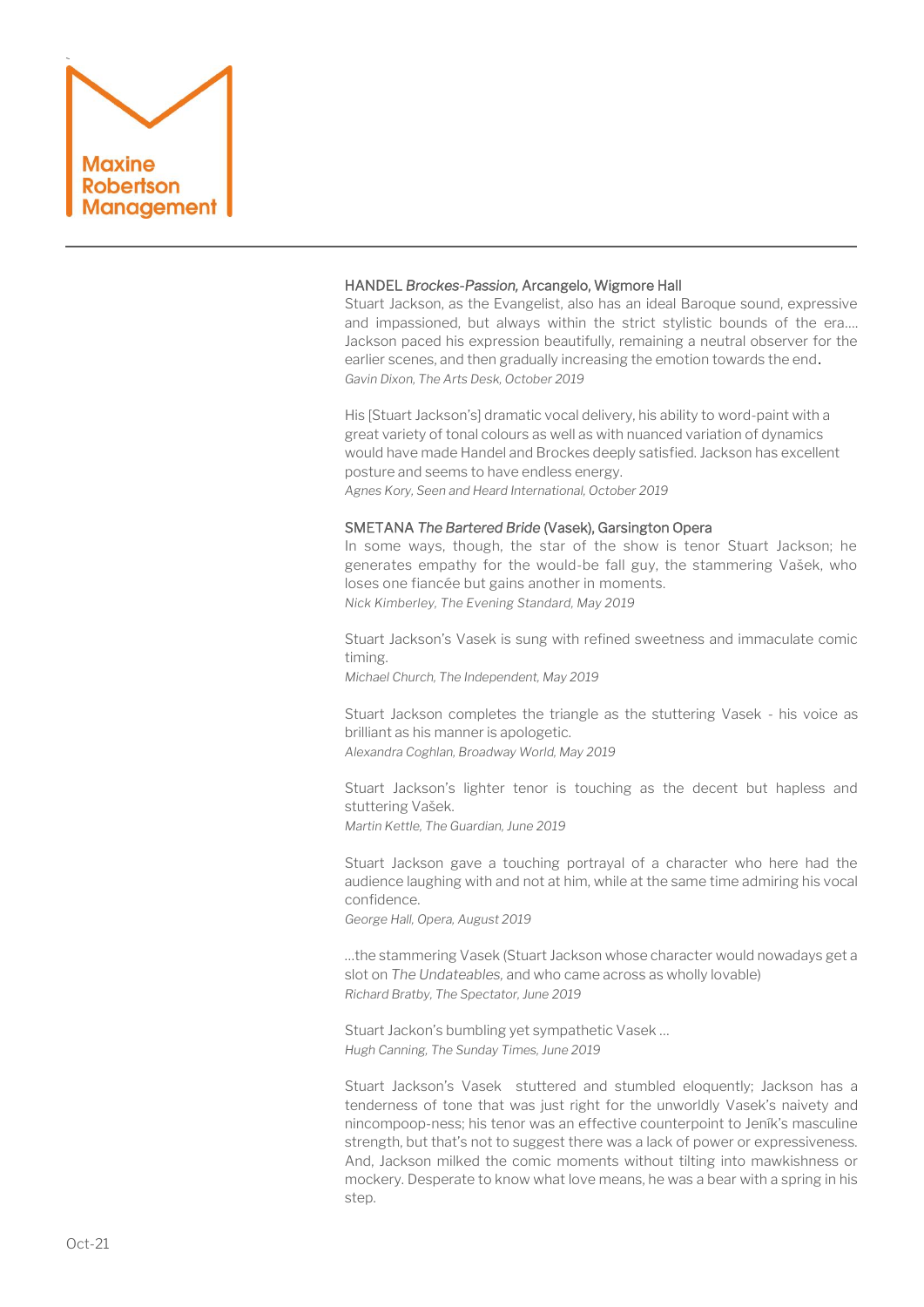**HANDEL *Brockes-Passion,* Arcangelo, Wigmore Hall**

Stuart Jackson, as the Evangelist, also has an ideal Baroque sound, expressive and impassioned, but always within the strict stylistic bounds of the era…. Jackson paced his expression beautifully, remaining a neutral observer for the earlier scenes, and then gradually increasing the emotion towards the end.

*Gavin Dixon, The Arts Desk, October 2019*

His [Stuart Jackson's] dramatic vocal delivery, his ability to word-paint with a great variety of tonal colours as well as with nuanced variation of dynamics would have made Handel and Brockes deeply satisfied. Jackson has excellent posture and seems to have endless energy.

*Agnes Kory, Seen and Heard International, October 2019*

**SMETANA *The Bartered Bride* (Vasek), Garsington Opera**

In some ways, though, the star of the show is tenor Stuart Jackson; he generates empathy for the would-be fall guy, the stammering Vašek, who loses one fiancée but gains another in moments.

*Nick Kimberley, The Evening Standard, May 2019*

Stuart Jackson's Vasek is sung with refined sweetness and immaculate comic timing.

*Michael Church, The Independent, May 2019*

Stuart Jackson completes the triangle as the stuttering Vasek - his voice as brilliant as his manner is apologetic.

*Alexandra Coghlan, Broadway World, May 2019*

Stuart Jackson's lighter tenor is touching as the decent but hapless and stuttering Vašek.

*Martin Kettle, The Guardian, June 2019*

Stuart Jackson gave a touching portrayal of a character who here had the audience laughing with and not at him, while at the same time admiring his vocal confidence.

*George Hall, Opera, August 2019*

…the stammering Vasek (Stuart Jackson whose character would nowadays get a slot on *The Undateables*, and who came across as wholly lovable)

*Richard Bratby, The Spectator, June 2019*

Stuart Jackon's bumbling yet sympathetic Vasek …

*Hugh Canning, The Sunday Times, June 2019*

Stuart Jackson's Vasek stuttered and stumbled eloquently; Jackson has a tenderness of tone that was just right for the unworldly Vasek's naivety and nincompoop-ness; his tenor was an effective counterpoint to Jeník's masculine strength, but that's not to suggest there was a lack of power or expressiveness. And, Jackson milked the comic moments without tilting into mawkishness or mockery. Desperate to know what love means, he was a bear with a spring in his step.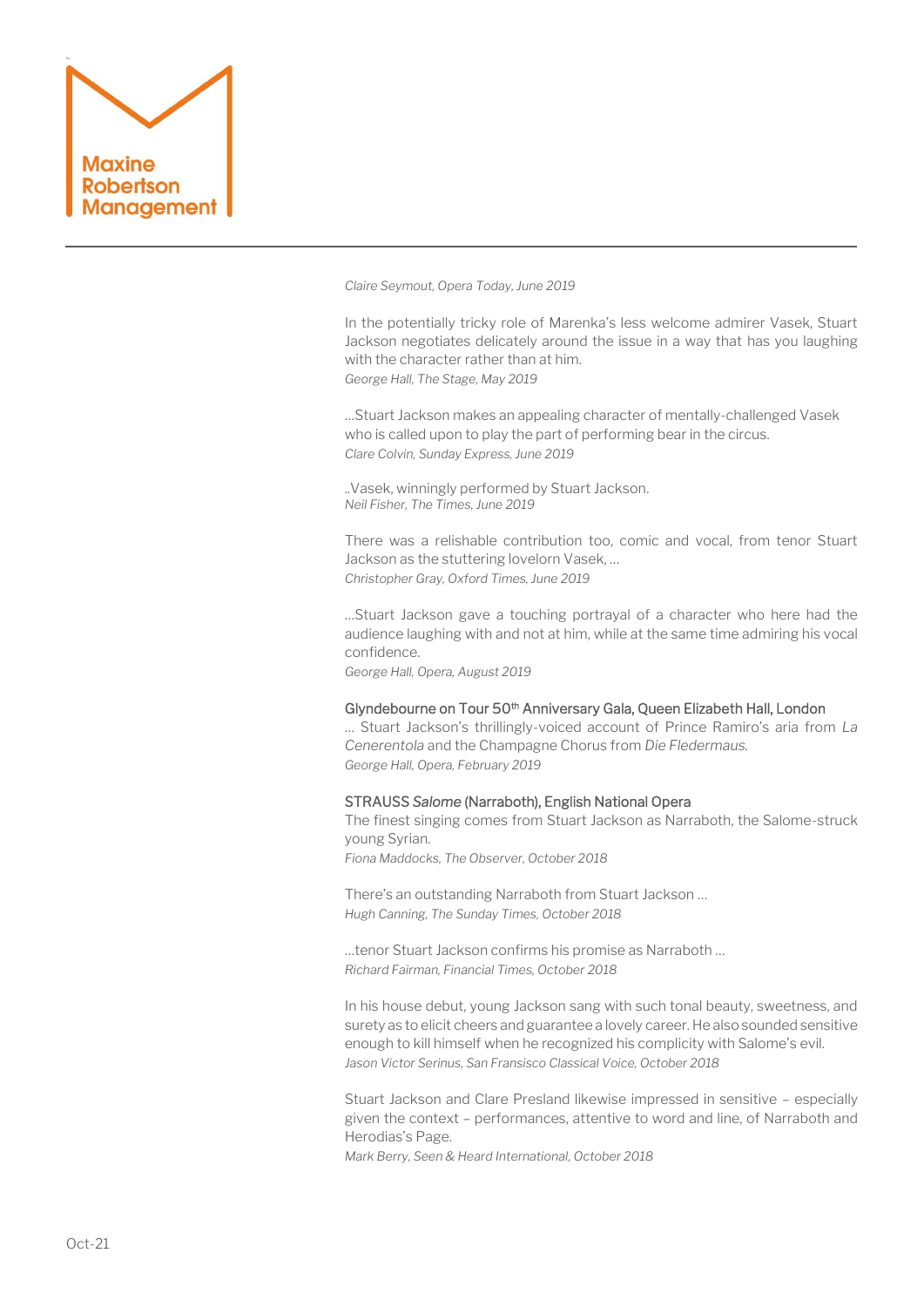*Claire Seymout, Opera Today, June 2019*

In the potentially tricky role of Marenka's less welcome admirer Vasek, Stuart Jackson negotiates delicately around the issue in a way that has you laughing with the character rather than at him.
*George Hall, The Stage, May 2019*

…Stuart Jackson makes an appealing character of mentally-challenged Vasek who is called upon to play the part of performing bear in the circus.
*Clare Colvin, Sunday Express, June 2019*

..Vasek, winningly performed by Stuart Jackson.
*Neil Fisher, The Times, June 2019*

There was a relishable contribution too, comic and vocal, from tenor Stuart Jackson as the stuttering lovelorn Vasek, …
*Christopher Gray, Oxford Times, June 2019*

…Stuart Jackson gave a touching portrayal of a character who here had the audience laughing with and not at him, while at the same time admiring his vocal confidence.
*George Hall, Opera, August 2019*

Glyndebourne on Tour 50th Anniversary Gala, Queen Elizabeth Hall, London
… Stuart Jackson's thrillingly-voiced account of Prince Ramiro's aria from *La Cenerentola* and the Champagne Chorus from *Die Fledermaus.*
*George Hall, Opera, February 2019*

STRAUSS *Salome* (Narraboth), English National Opera
The finest singing comes from Stuart Jackson as Narraboth, the Salome-struck young Syrian.
*Fiona Maddocks, The Observer, October 2018*

There's an outstanding Narraboth from Stuart Jackson …
*Hugh Canning, The Sunday Times, October 2018*

…tenor Stuart Jackson confirms his promise as Narraboth …
*Richard Fairman, Financial Times, October 2018*

In his house debut, young Jackson sang with such tonal beauty, sweetness, and surety as to elicit cheers and guarantee a lovely career. He also sounded sensitive enough to kill himself when he recognized his complicity with Salome's evil.
*Jason Victor Serinus, San Fransisco Classical Voice, October 2018*

Stuart Jackson and Clare Presland likewise impressed in sensitive – especially given the context – performances, attentive to word and line, of Narraboth and Herodias's Page.
*Mark Berry, Seen & Heard International, October 2018*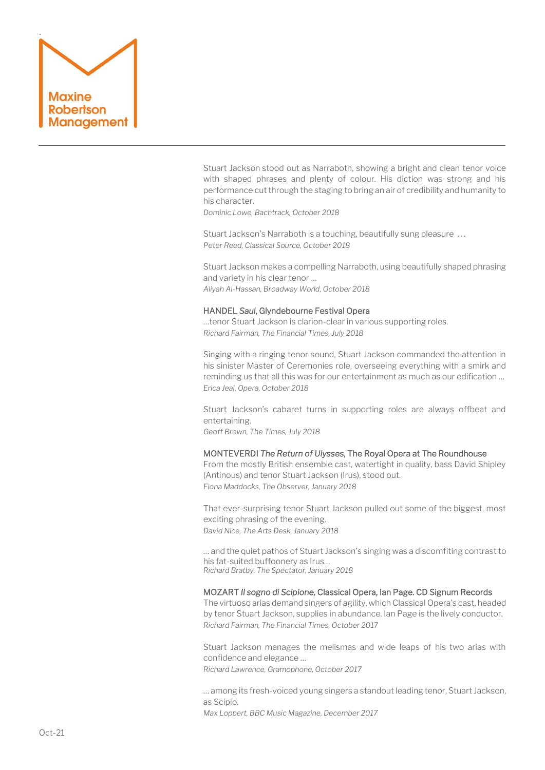Stuart Jackson stood out as Narraboth, showing a bright and clean tenor voice with shaped phrases and plenty of colour. His diction was strong and his performance cut through the staging to bring an air of credibility and humanity to his character.
*Dominic Lowe, Bachtrack, October 2018*

Stuart Jackson's Narraboth is a touching, beautifully sung pleasure …
*Peter Reed, Classical Source, October 2018*

Stuart Jackson makes a compelling Narraboth, using beautifully shaped phrasing and variety in his clear tenor …
*Aliyah Al-Hassan, Broadway World, October 2018*

HANDEL *Saul*, Glyndebourne Festival Opera
…tenor Stuart Jackson is clarion-clear in various supporting roles.
*Richard Fairman, The Financial Times, July 2018*

Singing with a ringing tenor sound, Stuart Jackson commanded the attention in his sinister Master of Ceremonies role, overseeing everything with a smirk and reminding us that all this was for our entertainment as much as our edification …
*Erica Jeal, Opera, October 2018*

Stuart Jackson's cabaret turns in supporting roles are always offbeat and entertaining.
*Geoff Brown, The Times, July 2018*

MONTEVERDI *The Return of Ulysses*, The Royal Opera at The Roundhouse
From the mostly British ensemble cast, watertight in quality, bass David Shipley (Antinous) and tenor Stuart Jackson (Irus), stood out.
*Fiona Maddocks, The Observer, January 2018*

That ever-surprising tenor Stuart Jackson pulled out some of the biggest, most exciting phrasing of the evening.
*David Nice, The Arts Desk, January 2018*

… and the quiet pathos of Stuart Jackson's singing was a discomfiting contrast to his fat-suited buffoonery as Irus…
*Richard Bratby, The Spectator, January 2018*

MOZART *Il sogno di Scipione*, Classical Opera, Ian Page. CD Signum Records
The virtuoso arias demand singers of agility, which Classical Opera's cast, headed by tenor Stuart Jackson, supplies in abundance. Ian Page is the lively conductor.
*Richard Fairman, The Financial Times, October 2017*

Stuart Jackson manages the melismas and wide leaps of his two arias with confidence and elegance …
*Richard Lawrence, Gramophone, October 2017*

… among its fresh-voiced young singers a standout leading tenor, Stuart Jackson, as Scipio.
*Max Loppert, BBC Music Magazine, December 2017*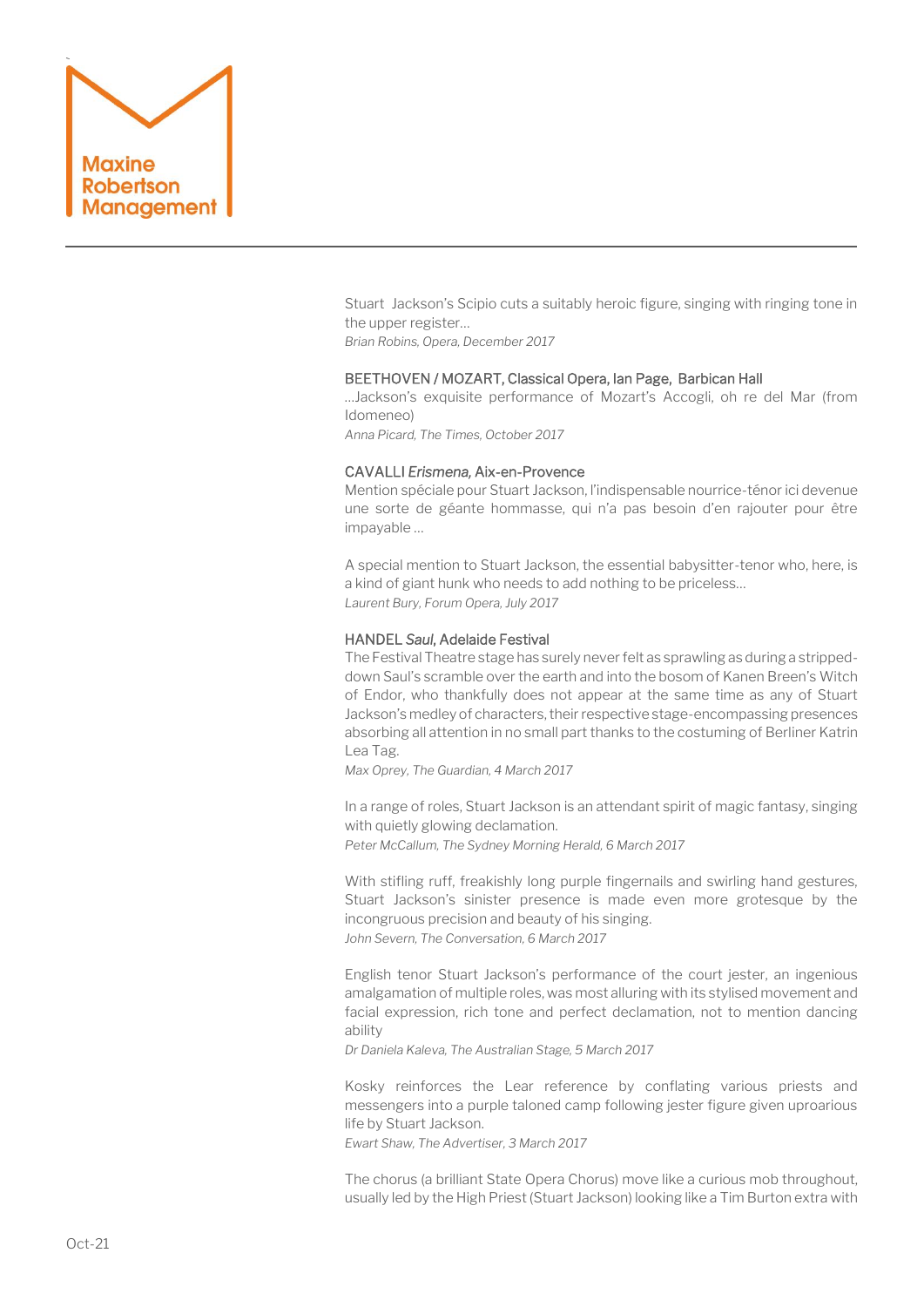Stuart Jackson's Scipio cuts a suitably heroic figure, singing with ringing tone in the upper register…
*Brian Robins, Opera, December 2017*

BEETHOVEN / MOZART, Classical Opera, Ian Page, Barbican Hall
…Jackson's exquisite performance of Mozart's Accogli, oh re del Mar (from Idomeneo)
*Anna Picard, The Times, October 2017*

CAVALLI *Erismena*, Aix-en-Provence
Mention spéciale pour Stuart Jackson, l'indispensable nourrice-ténor ici devenue une sorte de géante hommasse, qui n'a pas besoin d'en rajouter pour être impayable …

A special mention to Stuart Jackson, the essential babysitter-tenor who, here, is a kind of giant hunk who needs to add nothing to be priceless…
*Laurent Bury, Forum Opera, July 2017*

HANDEL *Saul*, Adelaide Festival
The Festival Theatre stage has surely never felt as sprawling as during a stripped-down Saul's scramble over the earth and into the bosom of Kanen Breen's Witch of Endor, who thankfully does not appear at the same time as any of Stuart Jackson's medley of characters, their respective stage-encompassing presences absorbing all attention in no small part thanks to the costuming of Berliner Katrin Lea Tag.
*Max Oprey, The Guardian, 4 March 2017*

In a range of roles, Stuart Jackson is an attendant spirit of magic fantasy, singing with quietly glowing declamation.
*Peter McCallum, The Sydney Morning Herald, 6 March 2017*

With stifling ruff, freakishly long purple fingernails and swirling hand gestures, Stuart Jackson's sinister presence is made even more grotesque by the incongruous precision and beauty of his singing.
*John Severn, The Conversation, 6 March 2017*

English tenor Stuart Jackson's performance of the court jester, an ingenious amalgamation of multiple roles, was most alluring with its stylised movement and facial expression, rich tone and perfect declamation, not to mention dancing ability
*Dr Daniela Kaleva, The Australian Stage, 5 March 2017*

Kosky reinforces the Lear reference by conflating various priests and messengers into a purple taloned camp following jester figure given uproarious life by Stuart Jackson.
*Ewart Shaw, The Advertiser, 3 March 2017*

The chorus (a brilliant State Opera Chorus) move like a curious mob throughout, usually led by the High Priest (Stuart Jackson) looking like a Tim Burton extra with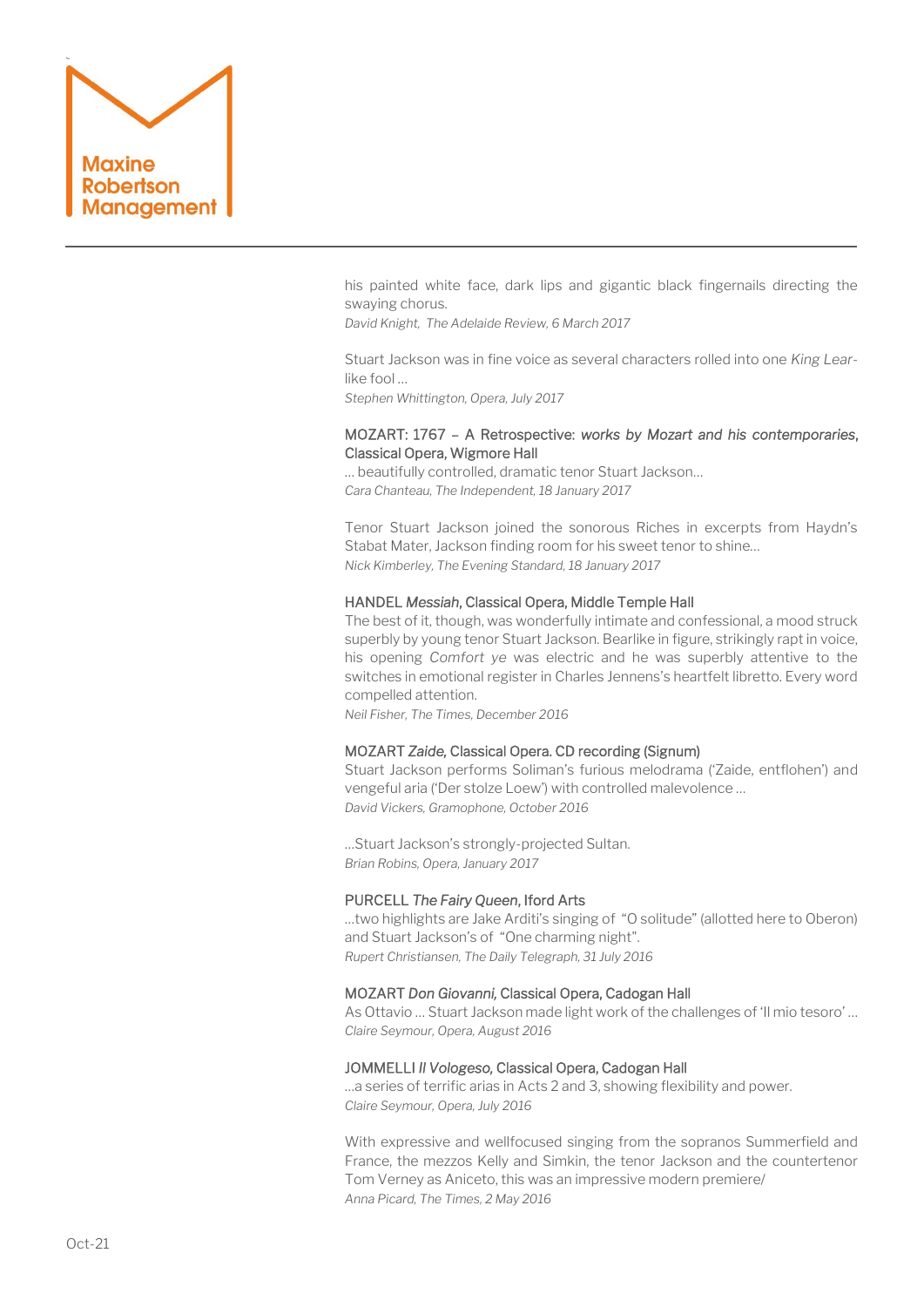his painted white face, dark lips and gigantic black fingernails directing the swaying chorus.
*David Knight, The Adelaide Review, 6 March 2017*

Stuart Jackson was in fine voice as several characters rolled into one *King Lear*-like fool …
*Stephen Whittington, Opera, July 2017*

MOZART: 1767 – A Retrospective: *works by Mozart and his contemporaries*, Classical Opera, Wigmore Hall
… beautifully controlled, dramatic tenor Stuart Jackson…
*Cara Chanteau, The Independent, 18 January 2017*

Tenor Stuart Jackson joined the sonorous Riches in excerpts from Haydn's Stabat Mater, Jackson finding room for his sweet tenor to shine…
*Nick Kimberley, The Evening Standard, 18 January 2017*

HANDEL *Messiah*, Classical Opera, Middle Temple Hall
The best of it, though, was wonderfully intimate and confessional, a mood struck superbly by young tenor Stuart Jackson. Bearlike in figure, strikingly rapt in voice, his opening *Comfort ye* was electric and he was superbly attentive to the switches in emotional register in Charles Jennens's heartfelt libretto. Every word compelled attention.
*Neil Fisher, The Times, December 2016*

MOZART *Zaide,* Classical Opera. CD recording (Signum)
Stuart Jackson performs Soliman's furious melodrama ('Zaide, entflohen') and vengeful aria ('Der stolze Loew') with controlled malevolence …
*David Vickers, Gramophone, October 2016*

…Stuart Jackson's strongly-projected Sultan.
*Brian Robins, Opera, January 2017*

PURCELL *The Fairy Queen*, Iford Arts
…two highlights are Jake Arditi's singing of "O solitude" (allotted here to Oberon) and Stuart Jackson's of "One charming night".
*Rupert Christiansen, The Daily Telegraph, 31 July 2016*

MOZART *Don Giovanni,* Classical Opera, Cadogan Hall
As Ottavio … Stuart Jackson made light work of the challenges of 'Il mio tesoro' …
*Claire Seymour, Opera, August 2016*

JOMMELLI *Il Vologeso,* Classical Opera, Cadogan Hall
…a series of terrific arias in Acts 2 and 3, showing flexibility and power.
*Claire Seymour, Opera, July 2016*

With expressive and wellfocused singing from the sopranos Summerfield and France, the mezzos Kelly and Simkin, the tenor Jackson and the countertenor Tom Verney as Aniceto, this was an impressive modern premiere/
*Anna Picard, The Times, 2 May 2016*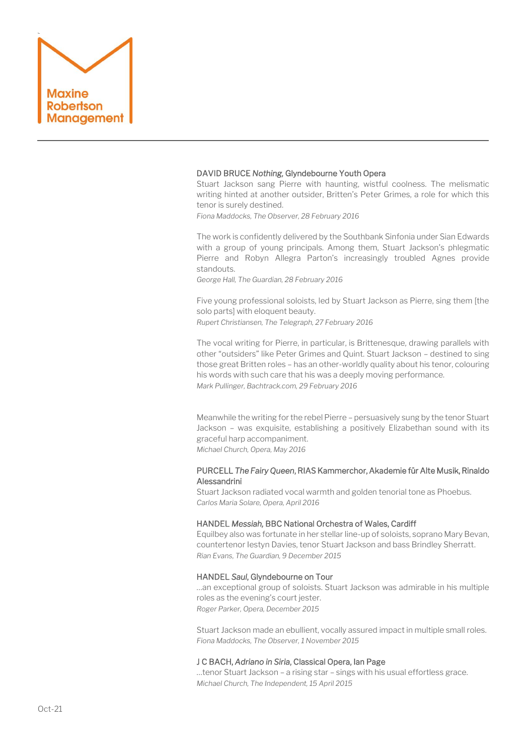**DAVID BRUCE *Nothing*, Glyndebourne Youth Opera**

Stuart Jackson sang Pierre with haunting, wistful coolness. The melismatic writing hinted at another outsider, Britten's Peter Grimes, a role for which this tenor is surely destined.
*Fiona Maddocks, The Observer, 28 February 2016*

The work is confidently delivered by the Southbank Sinfonia under Sian Edwards with a group of young principals. Among them, Stuart Jackson's phlegmatic Pierre and Robyn Allegra Parton's increasingly troubled Agnes provide standouts.
*George Hall, The Guardian, 28 February 2016*

Five young professional soloists, led by Stuart Jackson as Pierre, sing them [the solo parts] with eloquent beauty.
*Rupert Christiansen, The Telegraph, 27 February 2016*

The vocal writing for Pierre, in particular, is Brittenesque, drawing parallels with other "outsiders" like Peter Grimes and Quint. Stuart Jackson – destined to sing those great Britten roles – has an other-worldly quality about his tenor, colouring his words with such care that his was a deeply moving performance.
*Mark Pullinger, Bachtrack.com, 29 February 2016*

Meanwhile the writing for the rebel Pierre – persuasively sung by the tenor Stuart Jackson – was exquisite, establishing a positively Elizabethan sound with its graceful harp accompaniment.
*Michael Church, Opera, May 2016*

**PURCELL *The Fairy Queen*, RIAS Kammerchor, Akademie für Alte Musik, Rinaldo Alessandrini**

Stuart Jackson radiated vocal warmth and golden tenorial tone as Phoebus.
*Carlos Maria Solare, Opera, April 2016*

**HANDEL *Messiah*, BBC National Orchestra of Wales, Cardiff**

Equilbey also was fortunate in her stellar line-up of soloists, soprano Mary Bevan, countertenor Iestyn Davies, tenor Stuart Jackson and bass Brindley Sherratt.
*Rian Evans, The Guardian, 9 December 2015*

**HANDEL *Saul*, Glyndebourne on Tour**

…an exceptional group of soloists. Stuart Jackson was admirable in his multiple roles as the evening's court jester.
*Roger Parker, Opera, December 2015*

Stuart Jackson made an ebullient, vocally assured impact in multiple small roles.
*Fiona Maddocks, The Observer, 1 November 2015*

**J C BACH, *Adriano in Siria*, Classical Opera, Ian Page**

…tenor Stuart Jackson – a rising star – sings with his usual effortless grace.
*Michael Church, The Independent, 15 April 2015*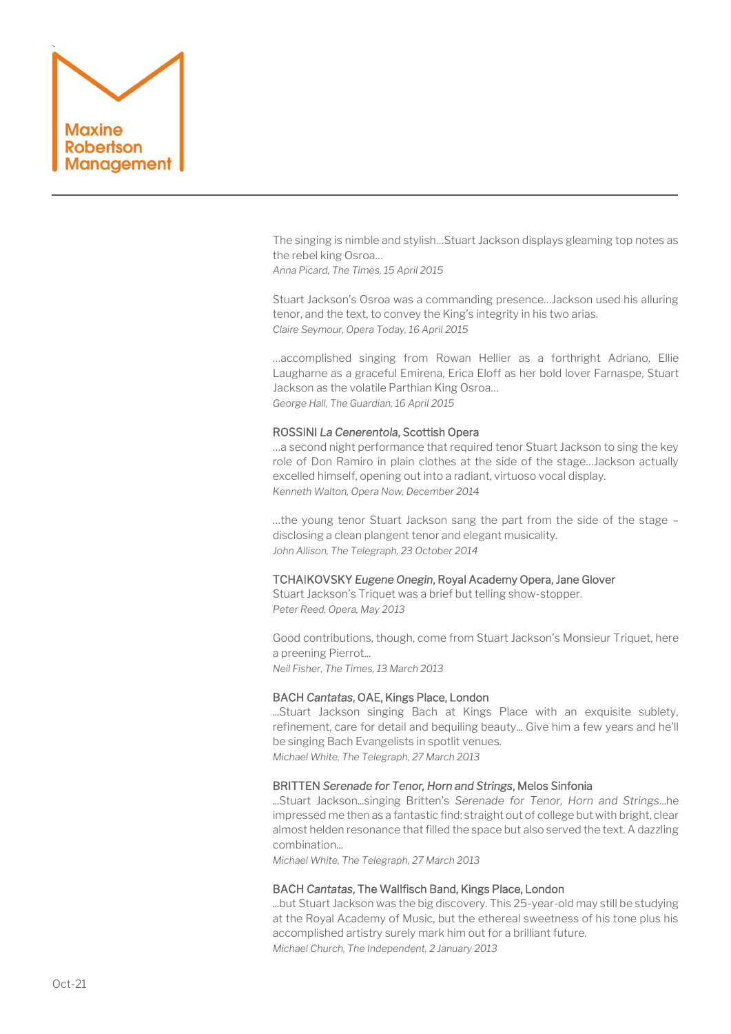The singing is nimble and stylish…Stuart Jackson displays gleaming top notes as the rebel king Osroa…
*Anna Picard, The Times, 15 April 2015*

Stuart Jackson's Osroa was a commanding presence…Jackson used his alluring tenor, and the text, to convey the King's integrity in his two arias.
*Claire Seymour, Opera Today, 16 April 2015*

…accomplished singing from Rowan Hellier as a forthright Adriano, Ellie Laugharne as a graceful Emirena, Erica Eloff as her bold lover Farnaspe, Stuart Jackson as the volatile Parthian King Osroa…
*George Hall, The Guardian, 16 April 2015*

ROSSINI *La Cenerentola*, Scottish Opera
…a second night performance that required tenor Stuart Jackson to sing the key role of Don Ramiro in plain clothes at the side of the stage…Jackson actually excelled himself, opening out into a radiant, virtuoso vocal display.
*Kenneth Walton, Opera Now, December 2014*

…the young tenor Stuart Jackson sang the part from the side of the stage – disclosing a clean plangent tenor and elegant musicality.
*John Allison, The Telegraph, 23 October 2014*

TCHAIKOVSKY *Eugene Onegin*, Royal Academy Opera, Jane Glover
Stuart Jackson's Triquet was a brief but telling show-stopper.
*Peter Reed, Opera, May 2013*

Good contributions, though, come from Stuart Jackson's Monsieur Triquet, here a preening Pierrot…
*Neil Fisher, The Times, 13 March 2013*

BACH *Cantatas*, OAE, Kings Place, London
…Stuart Jackson singing Bach at Kings Place with an exquisite sublety, refinement, care for detail and bequiling beauty… Give him a few years and he'll be singing Bach Evangelists in spotlit venues.
*Michael White, The Telegraph, 27 March 2013*

BRITTEN *Serenade for Tenor, Horn and Strings*, Melos Sinfonia
…Stuart Jackson…singing Britten's *Serenade for Tenor, Horn and Strings*…he impressed me then as a fantastic find: straight out of college but with bright, clear almost helden resonance that filled the space but also served the text. A dazzling combination…
*Michael White, The Telegraph, 27 March 2013*

BACH *Cantatas*, The Wallfisch Band, Kings Place, London
…but Stuart Jackson was the big discovery. This 25-year-old may still be studying at the Royal Academy of Music, but the ethereal sweetness of his tone plus his accomplished artistry surely mark him out for a brilliant future.
*Michael Church, The Independent, 2 January 2013*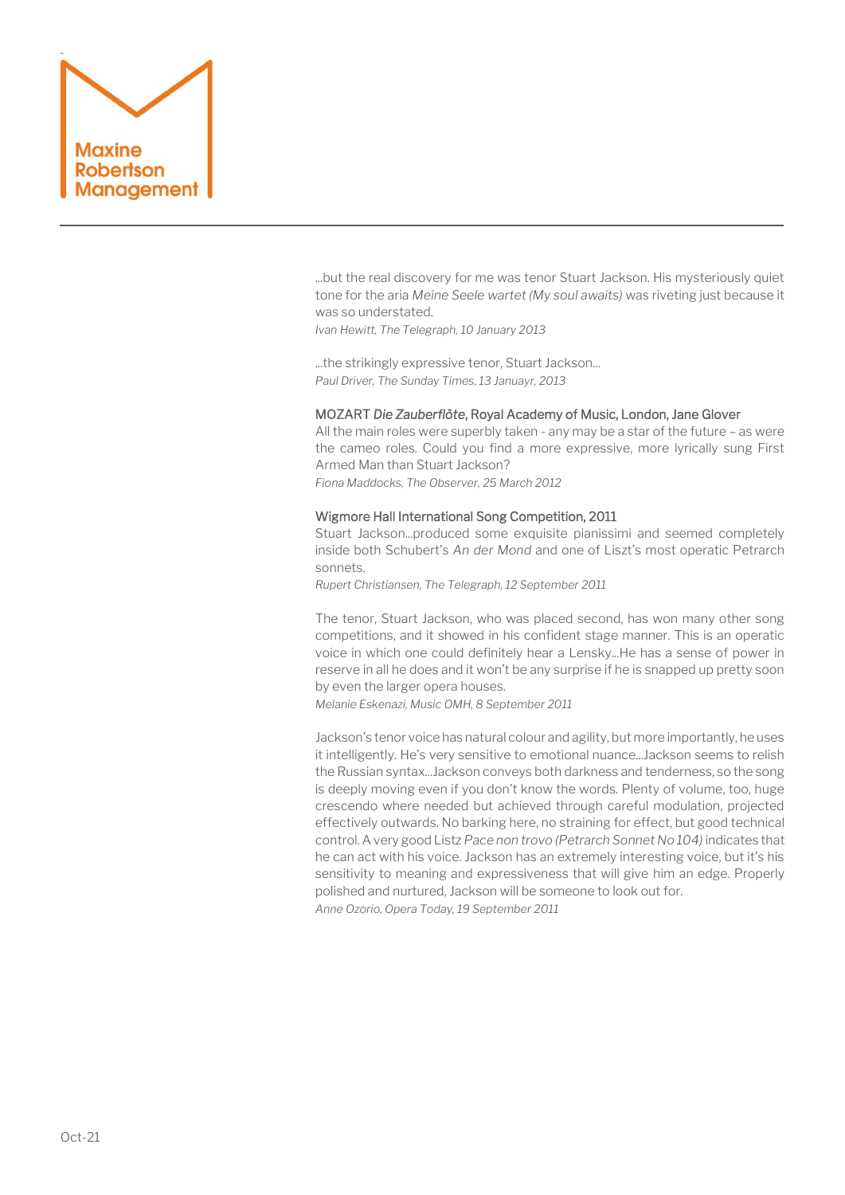…but the real discovery for me was tenor Stuart Jackson. His mysteriously quiet tone for the aria *Meine Seele wartet (My soul awaits)* was riveting just because it was so understated.
*Ivan Hewitt, The Telegraph, 10 January 2013*

…the strikingly expressive tenor, Stuart Jackson…
*Paul Driver, The Sunday Times, 13 Janauyr, 2013*

MOZART *Die Zauberflöte*, Royal Academy of Music, London, Jane Glover
All the main roles were superbly taken - any may be a star of the future – as were the cameo roles. Could you find a more expressive, more lyrically sung First Armed Man than Stuart Jackson?
*Fiona Maddocks, The Observer, 25 March 2012*

Wigmore Hall International Song Competition, 2011
Stuart Jackson…produced some exquisite pianissimi and seemed completely inside both Schubert's *An der Mond* and one of Liszt's most operatic Petrarch sonnets.
*Rupert Christiansen, The Telegraph, 12 September 2011*

The tenor, Stuart Jackson, who was placed second, has won many other song competitions, and it showed in his confident stage manner. This is an operatic voice in which one could definitely hear a Lensky…He has a sense of power in reserve in all he does and it won't be any surprise if he is snapped up pretty soon by even the larger opera houses.
*Melanie Eskenazi, Music OMH, 8 September 2011*

Jackson's tenor voice has natural colour and agility, but more importantly, he uses it intelligently. He's very sensitive to emotional nuance…Jackson seems to relish the Russian syntax…Jackson conveys both darkness and tenderness, so the song is deeply moving even if you don't know the words. Plenty of volume, too, huge crescendo where needed but achieved through careful modulation, projected effectively outwards. No barking here, no straining for effect, but good technical control. A very good Listz *Pace non trovo (Petrarch Sonnet No 104)* indicates that he can act with his voice. Jackson has an extremely interesting voice, but it's his sensitivity to meaning and expressiveness that will give him an edge. Properly polished and nurtured, Jackson will be someone to look out for.
*Anne Ozorio, Opera Today, 19 September 2011*